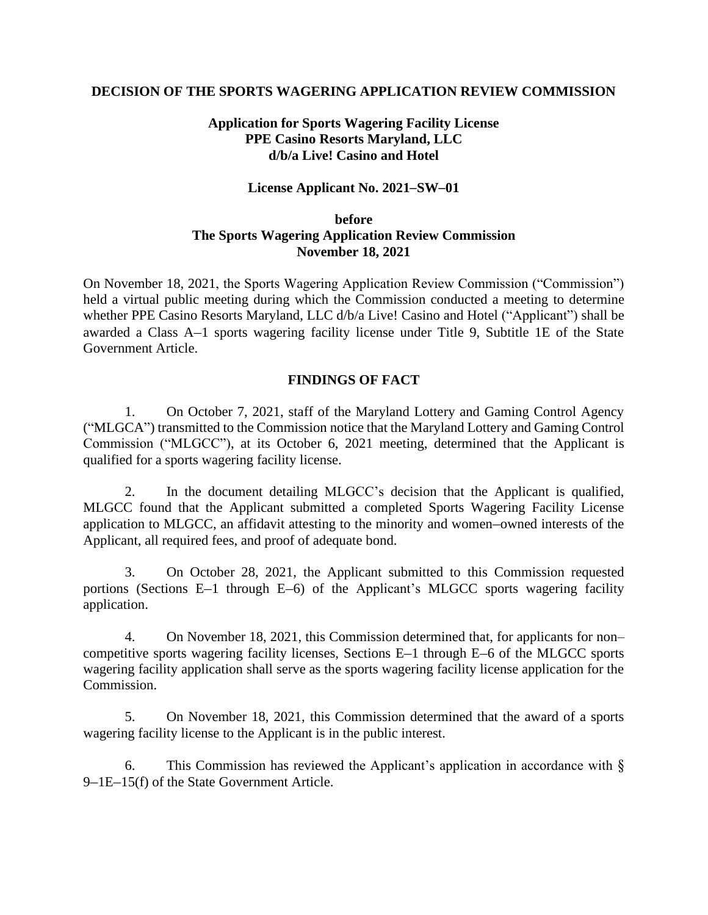**DECISION OF THE SPORTS WAGERING APPLICATION REVIEW COMMISSION**

**Application for Sports Wagering Facility License**
**PPE Casino Resorts Maryland, LLC**
**d/b/a Live! Casino and Hotel**

**License Applicant No. 2021–SW–01**

**before**
**The Sports Wagering Application Review Commission**
**November 18, 2021**

On November 18, 2021, the Sports Wagering Application Review Commission ("Commission") held a virtual public meeting during which the Commission conducted a meeting to determine whether PPE Casino Resorts Maryland, LLC d/b/a Live! Casino and Hotel ("Applicant") shall be awarded a Class A–1 sports wagering facility license under Title 9, Subtitle 1E of the State Government Article.

**FINDINGS OF FACT**

1. On October 7, 2021, staff of the Maryland Lottery and Gaming Control Agency ("MLGCA") transmitted to the Commission notice that the Maryland Lottery and Gaming Control Commission ("MLGCC"), at its October 6, 2021 meeting, determined that the Applicant is qualified for a sports wagering facility license.

2. In the document detailing MLGCC's decision that the Applicant is qualified, MLGCC found that the Applicant submitted a completed Sports Wagering Facility License application to MLGCC, an affidavit attesting to the minority and women–owned interests of the Applicant, all required fees, and proof of adequate bond.

3. On October 28, 2021, the Applicant submitted to this Commission requested portions (Sections E–1 through E–6) of the Applicant's MLGCC sports wagering facility application.

4. On November 18, 2021, this Commission determined that, for applicants for non–competitive sports wagering facility licenses, Sections E–1 through E–6 of the MLGCC sports wagering facility application shall serve as the sports wagering facility license application for the Commission.

5. On November 18, 2021, this Commission determined that the award of a sports wagering facility license to the Applicant is in the public interest.

6. This Commission has reviewed the Applicant's application in accordance with § 9–1E–15(f) of the State Government Article.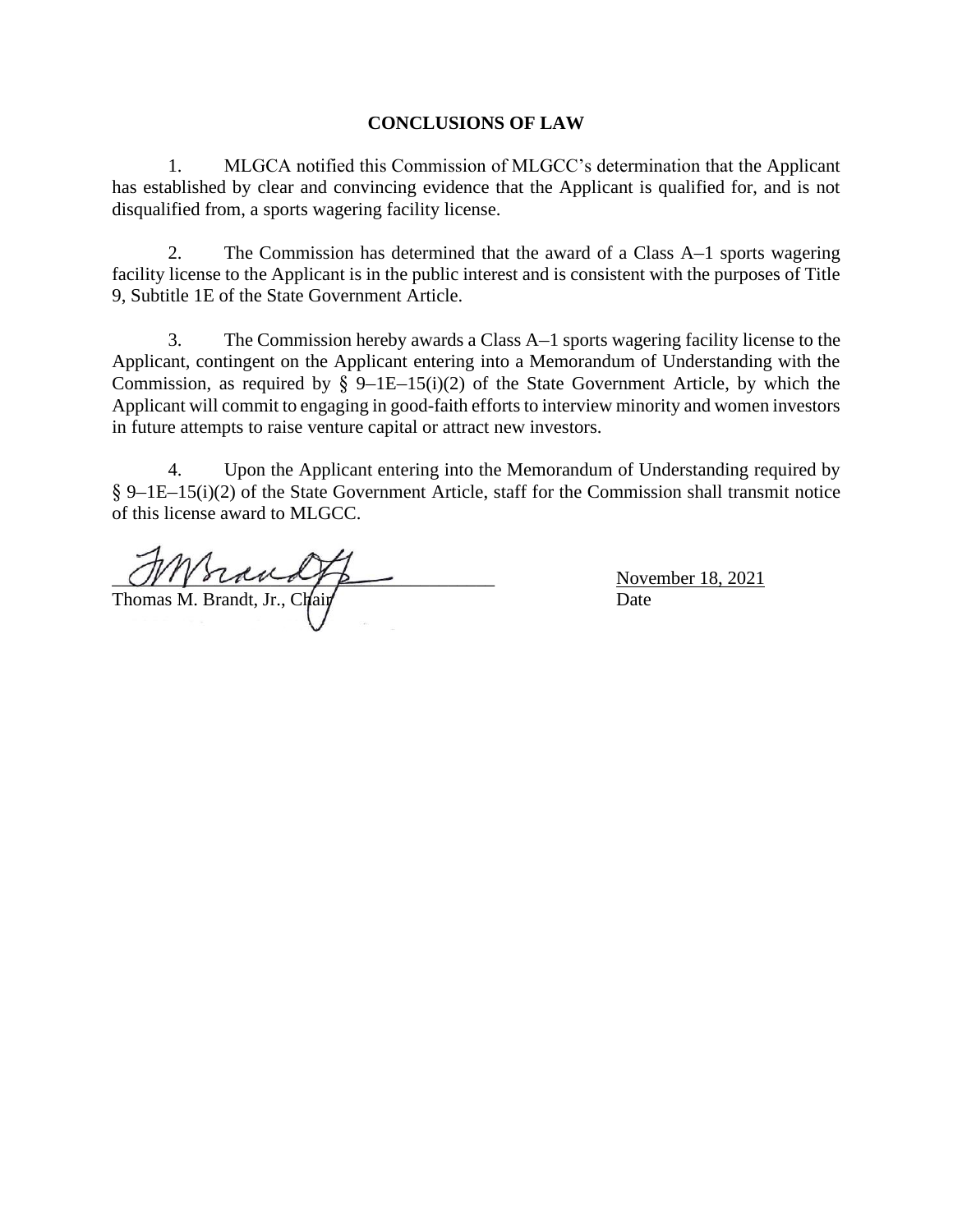## CONCLUSIONS OF LAW

1. MLGCA notified this Commission of MLGCC's determination that the Applicant has established by clear and convincing evidence that the Applicant is qualified for, and is not disqualified from, a sports wagering facility license.

2. The Commission has determined that the award of a Class A–1 sports wagering facility license to the Applicant is in the public interest and is consistent with the purposes of Title 9, Subtitle 1E of the State Government Article.

3. The Commission hereby awards a Class A–1 sports wagering facility license to the Applicant, contingent on the Applicant entering into a Memorandum of Understanding with the Commission, as required by § 9–1E–15(i)(2) of the State Government Article, by which the Applicant will commit to engaging in good-faith efforts to interview minority and women investors in future attempts to raise venture capital or attract new investors.

4. Upon the Applicant entering into the Memorandum of Understanding required by § 9–1E–15(i)(2) of the State Government Article, staff for the Commission shall transmit notice of this license award to MLGCC.

Thomas M. Brandt, Jr., Chair

November 18, 2021
Date